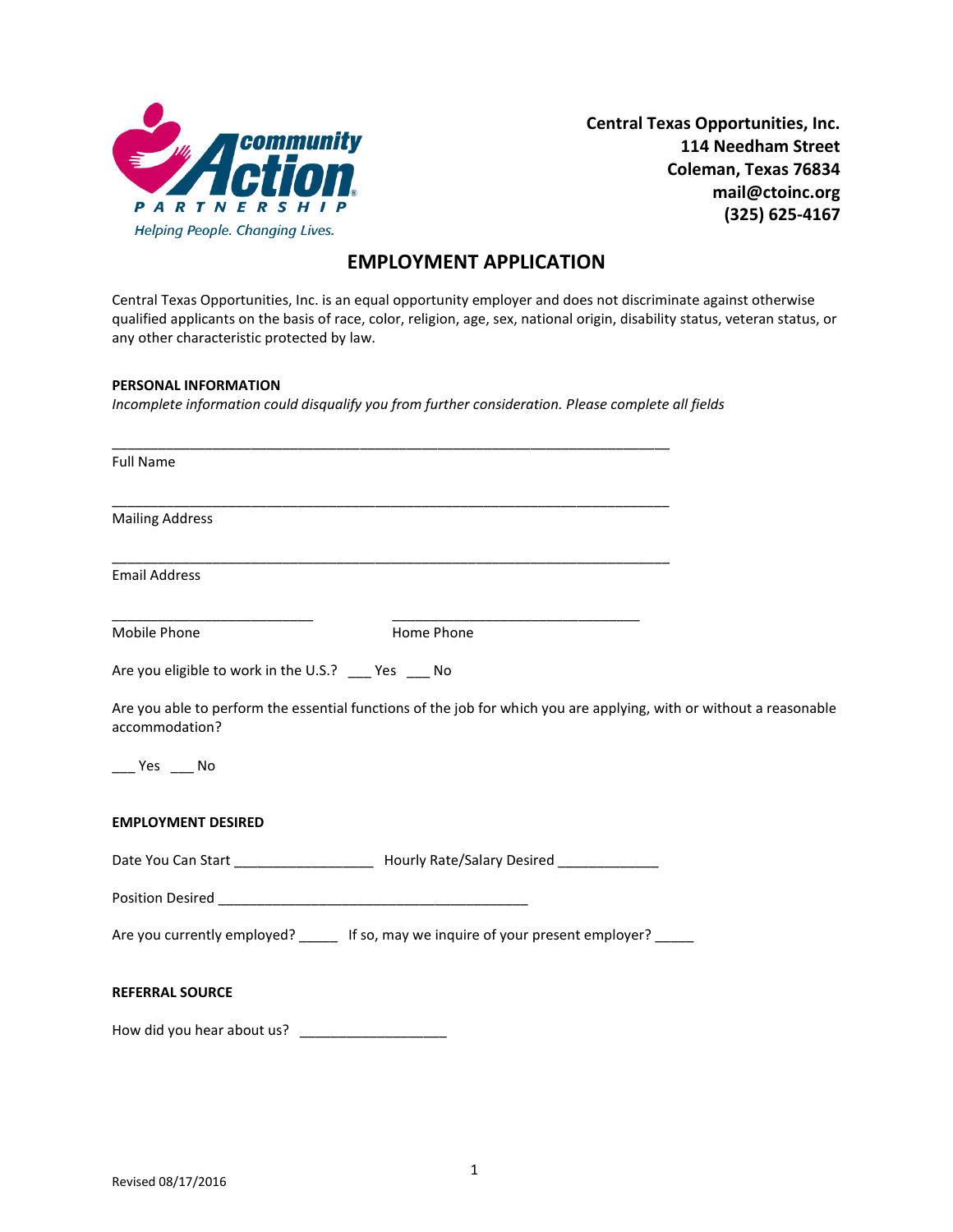community Action PARTNERSHIP
*Helping People. Changing Lives.*

**Central Texas Opportunities, Inc.**
**114 Needham Street**
**Coleman, Texas 76834**
**mail@ctoinc.org**
**(325) 625-4167**

# EMPLOYMENT APPLICATION

Central Texas Opportunities, Inc. is an equal opportunity employer and does not discriminate against otherwise qualified applicants on the basis of race, color, religion, age, sex, national origin, disability status, veteran status, or any other characteristic protected by law.

**PERSONAL INFORMATION**

*Incomplete information could disqualify you from further consideration. Please complete all fields*

______________________________________________________________________
Full Name

______________________________________________________________________
Mailing Address

______________________________________________________________________
Email Address

__________________________ __________________________________
Mobile Phone Home Phone

Are you eligible to work in the U.S.? ___ Yes ___ No

Are you able to perform the essential functions of the job for which you are applying, with or without a reasonable accommodation?

___ Yes ___ No

**EMPLOYMENT DESIRED**

Date You Can Start __________________ Hourly Rate/Salary Desired _____________

Position Desired ________________________________________

Are you currently employed? _____ If so, may we inquire of your present employer? _____

**REFERRAL SOURCE**

How did you hear about us? ___________________

Revised 08/17/2016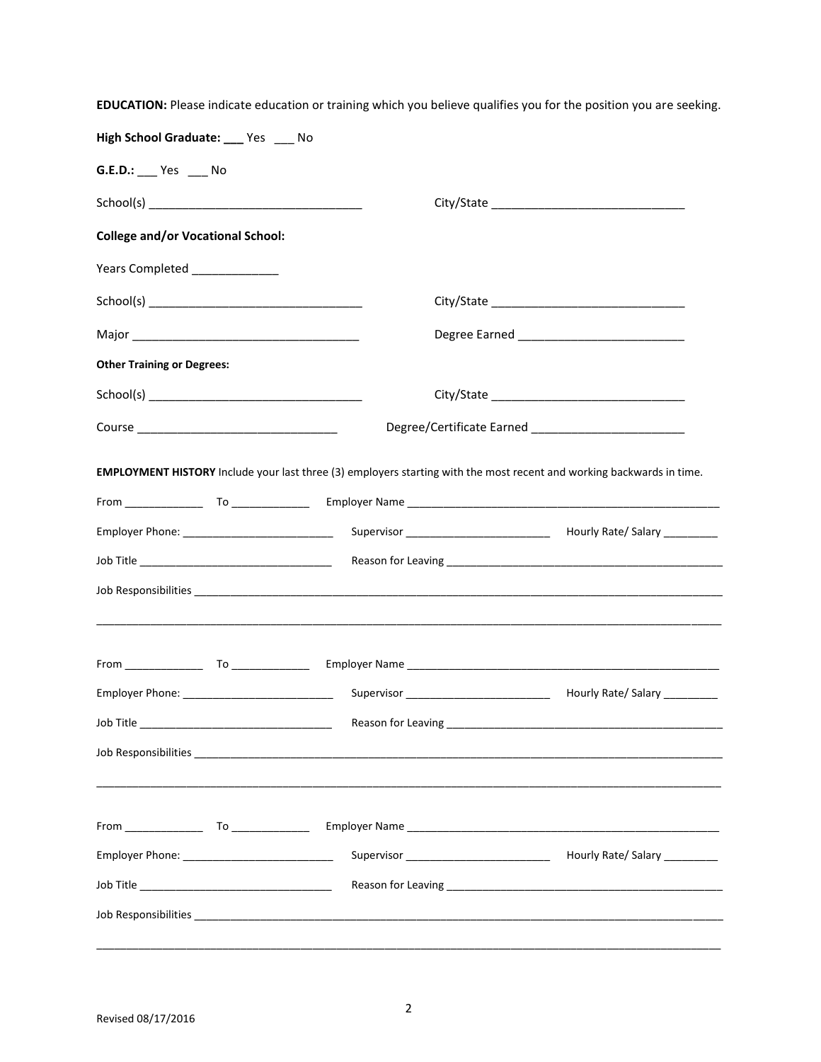**EDUCATION:** Please indicate education or training which you believe qualifies you for the position you are seeking.

**High School Graduate:** ___ Yes ___ No

**G.E.D.:** ___ Yes ___ No

School(s) ________________________________ City/State ____________________________

**College and/or Vocational School:**

Years Completed _____________

School(s) ________________________________ City/State ____________________________

Major ___________________________________ Degree Earned ________________________

**Other Training or Degrees:**

School(s) ________________________________ City/State ____________________________

Course ______________________________ Degree/Certificate Earned ______________________

**EMPLOYMENT HISTORY** Include your last three (3) employers starting with the most recent and working backwards in time.

From _____________ To _____________ Employer Name ____________________________________________________

Employer Phone: _________________________ Supervisor _______________________ Hourly Rate/ Salary _________

Job Title ________________________________ Reason for Leaving ______________________________________________

Job Responsibilities ______________________________________________________________________________________

_____________________________________________________________________________________________________

From _____________ To _____________ Employer Name ____________________________________________________

Employer Phone: _________________________ Supervisor _______________________ Hourly Rate/ Salary _________

Job Title ________________________________ Reason for Leaving ______________________________________________

Job Responsibilities ______________________________________________________________________________________

_____________________________________________________________________________________________________

From _____________ To _____________ Employer Name ____________________________________________________

Employer Phone: _________________________ Supervisor _______________________ Hourly Rate/ Salary _________

Job Title ________________________________ Reason for Leaving ______________________________________________

Job Responsibilities ______________________________________________________________________________________

_____________________________________________________________________________________________________

Revised 08/17/2016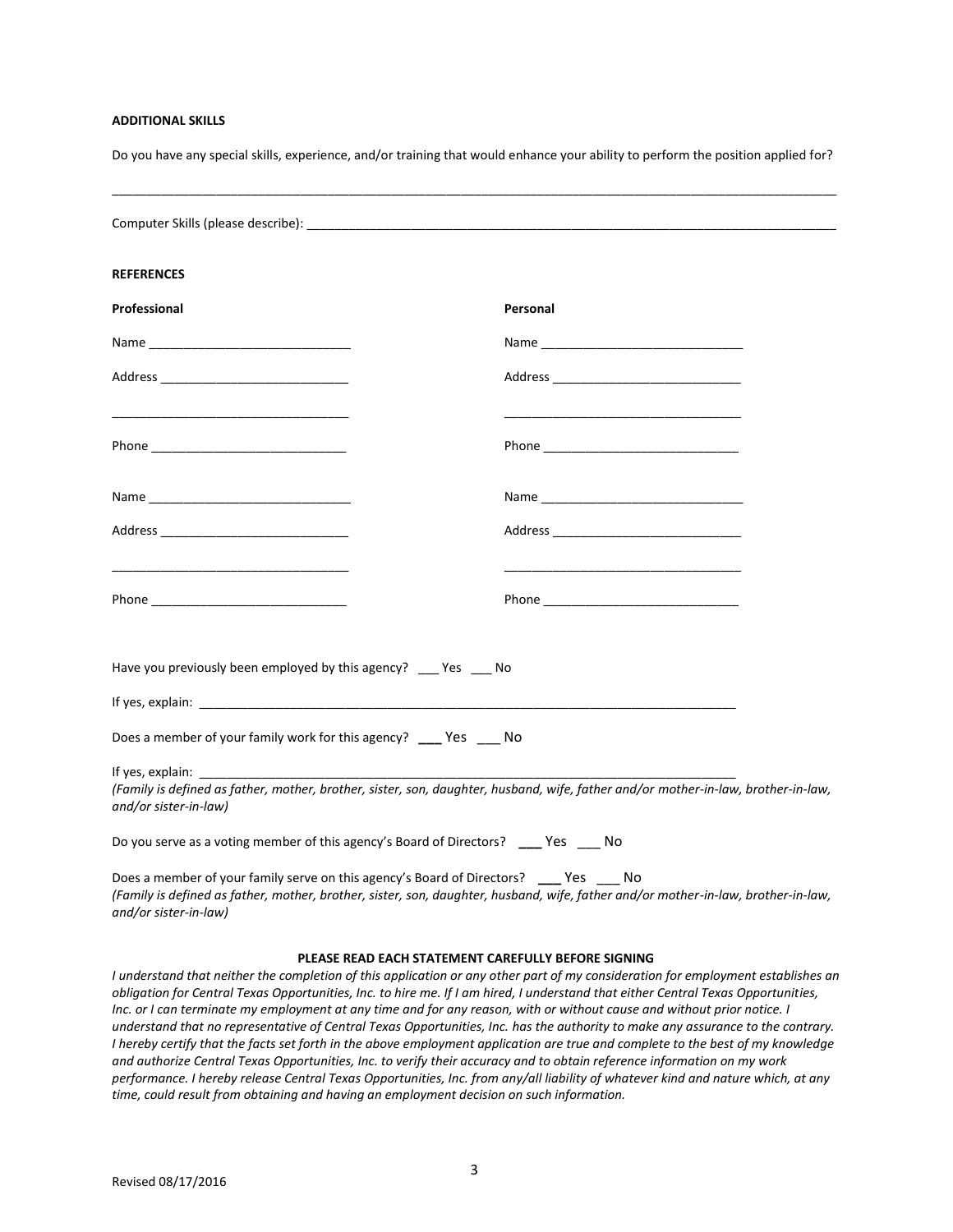**ADDITIONAL SKILLS**

Do you have any special skills, experience, and/or training that would enhance your ability to perform the position applied for?

\_\_\_\_\_\_\_\_\_\_\_\_\_\_\_\_\_\_\_\_\_\_\_\_\_\_\_\_\_\_\_\_\_\_\_\_\_\_\_\_\_\_\_\_\_\_\_\_\_\_\_\_\_\_\_\_\_\_\_\_\_\_\_\_\_\_\_\_\_\_\_\_\_\_\_\_\_\_

Computer Skills (please describe): \_\_\_\_\_\_\_\_\_\_\_\_\_\_\_\_\_\_\_\_\_\_\_\_\_\_\_\_\_\_\_\_\_\_\_\_\_\_\_\_\_\_\_\_\_\_\_\_\_\_\_\_\_\_\_\_

**REFERENCES**

| **Professional** | **Personal** |
|---|---|
| Name \_\_\_\_\_\_\_\_\_\_\_\_\_\_\_\_\_\_\_\_\_\_\_\_\_\_\_\_ | Name \_\_\_\_\_\_\_\_\_\_\_\_\_\_\_\_\_\_\_\_\_\_\_\_\_\_\_\_ |
| Address \_\_\_\_\_\_\_\_\_\_\_\_\_\_\_\_\_\_\_\_\_\_\_\_\_\_ | Address \_\_\_\_\_\_\_\_\_\_\_\_\_\_\_\_\_\_\_\_\_\_\_\_\_\_ |
| \_\_\_\_\_\_\_\_\_\_\_\_\_\_\_\_\_\_\_\_\_\_\_\_\_\_\_\_\_\_\_\_\_\_ | \_\_\_\_\_\_\_\_\_\_\_\_\_\_\_\_\_\_\_\_\_\_\_\_\_\_\_\_\_\_\_\_\_\_ |
| Phone \_\_\_\_\_\_\_\_\_\_\_\_\_\_\_\_\_\_\_\_\_\_\_\_\_\_\_ | Phone \_\_\_\_\_\_\_\_\_\_\_\_\_\_\_\_\_\_\_\_\_\_\_\_\_\_\_ |
| Name \_\_\_\_\_\_\_\_\_\_\_\_\_\_\_\_\_\_\_\_\_\_\_\_\_\_\_\_ | Name \_\_\_\_\_\_\_\_\_\_\_\_\_\_\_\_\_\_\_\_\_\_\_\_\_\_\_\_ |
| Address \_\_\_\_\_\_\_\_\_\_\_\_\_\_\_\_\_\_\_\_\_\_\_\_\_\_ | Address \_\_\_\_\_\_\_\_\_\_\_\_\_\_\_\_\_\_\_\_\_\_\_\_\_\_ |
| \_\_\_\_\_\_\_\_\_\_\_\_\_\_\_\_\_\_\_\_\_\_\_\_\_\_\_\_\_\_\_\_\_\_ | \_\_\_\_\_\_\_\_\_\_\_\_\_\_\_\_\_\_\_\_\_\_\_\_\_\_\_\_\_\_\_\_\_\_ |
| Phone \_\_\_\_\_\_\_\_\_\_\_\_\_\_\_\_\_\_\_\_\_\_\_\_\_\_\_ | Phone \_\_\_\_\_\_\_\_\_\_\_\_\_\_\_\_\_\_\_\_\_\_\_\_\_\_\_ |

Have you previously been employed by this agency? \_\_\_ Yes \_\_\_ No

If yes, explain: \_\_\_\_\_\_\_\_\_\_\_\_\_\_\_\_\_\_\_\_\_\_\_\_\_\_\_\_\_\_\_\_\_\_\_\_\_\_\_\_\_\_\_\_\_\_\_\_\_\_\_\_\_\_\_\_\_\_\_\_\_\_\_\_\_\_

Does a member of your family work for this agency? \_\_\_ Yes \_\_\_ No

If yes, explain: \_\_\_\_\_\_\_\_\_\_\_\_\_\_\_\_\_\_\_\_\_\_\_\_\_\_\_\_\_\_\_\_\_\_\_\_\_\_\_\_\_\_\_\_\_\_\_\_\_\_\_\_\_\_\_\_\_\_\_\_\_\_\_\_\_\_
*(Family is defined as father, mother, brother, sister, son, daughter, husband, wife, father and/or mother-in-law, brother-in-law, and/or sister-in-law)*

Do you serve as a voting member of this agency's Board of Directors? \_\_\_ Yes \_\_\_ No

Does a member of your family serve on this agency's Board of Directors? \_\_\_ Yes \_\_\_ No
*(Family is defined as father, mother, brother, sister, son, daughter, husband, wife, father and/or mother-in-law, brother-in-law, and/or sister-in-law)*

**PLEASE READ EACH STATEMENT CAREFULLY BEFORE SIGNING**

*I understand that neither the completion of this application or any other part of my consideration for employment establishes an obligation for Central Texas Opportunities, Inc. to hire me. If I am hired, I understand that either Central Texas Opportunities, Inc. or I can terminate my employment at any time and for any reason, with or without cause and without prior notice. I understand that no representative of Central Texas Opportunities, Inc. has the authority to make any assurance to the contrary. I hereby certify that the facts set forth in the above employment application are true and complete to the best of my knowledge and authorize Central Texas Opportunities, Inc. to verify their accuracy and to obtain reference information on my work performance. I hereby release Central Texas Opportunities, Inc. from any/all liability of whatever kind and nature which, at any time, could result from obtaining and having an employment decision on such information.*

Revised 08/17/2016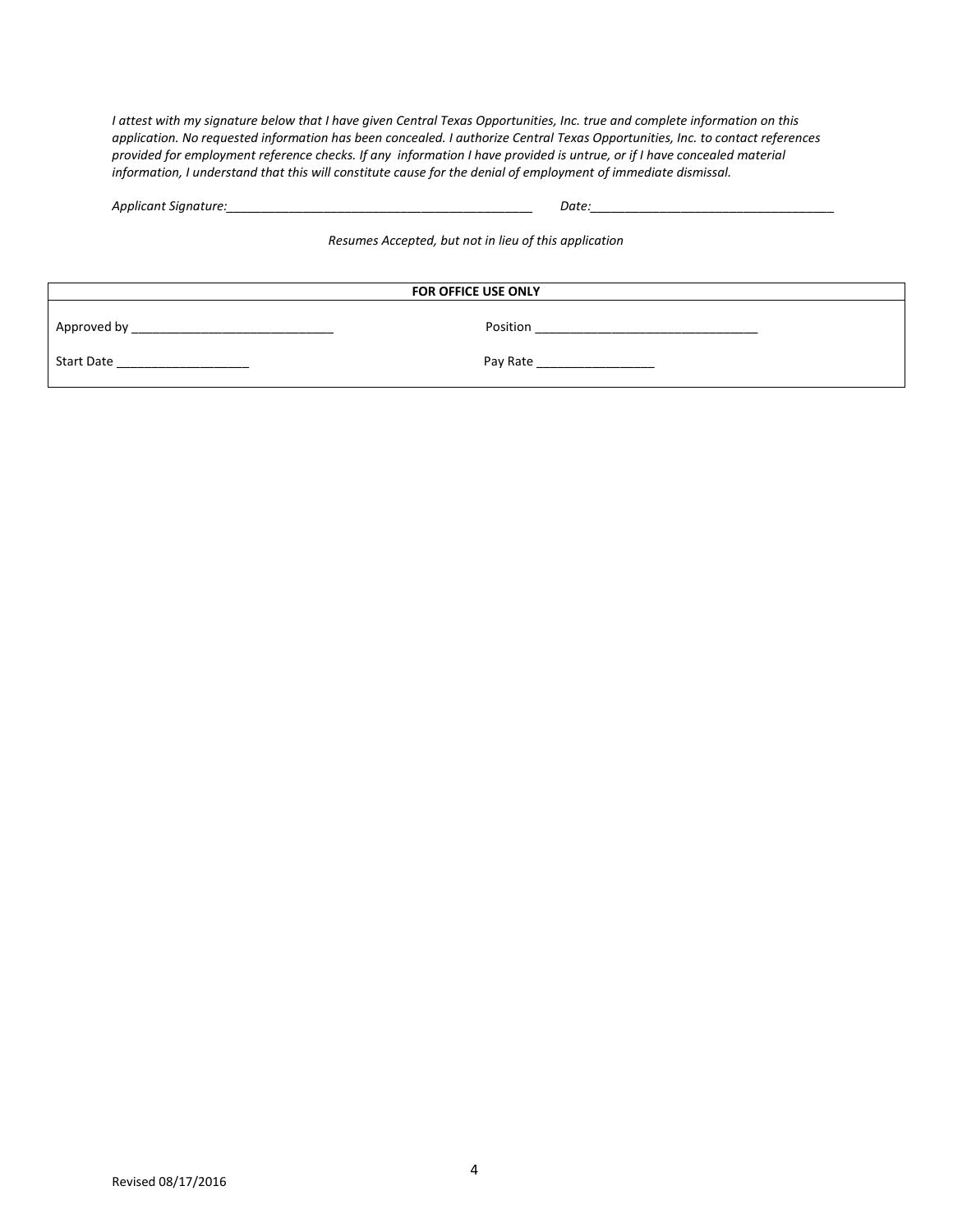*I attest with my signature below that I have given Central Texas Opportunities, Inc. true and complete information on this application. No requested information has been concealed. I authorize Central Texas Opportunities, Inc. to contact references provided for employment reference checks. If any information I have provided is untrue, or if I have concealed material information, I understand that this will constitute cause for the denial of employment of immediate dismissal.*

*Applicant Signature:*\_\_\_\_\_\_\_\_\_\_\_\_\_\_\_\_\_\_\_\_\_\_\_\_\_\_\_\_\_\_\_\_\_\_\_\_\_\_\_\_\_\_\_\_ *Date:*\_\_\_\_\_\_\_\_\_\_\_\_\_\_\_\_\_\_\_\_\_\_\_\_\_\_\_\_\_\_\_\_\_\_\_\_

*Resumes Accepted, but not in lieu of this application*

| **FOR OFFICE USE ONLY** | |
|---|---|
| Approved by \_\_\_\_\_\_\_\_\_\_\_\_\_\_\_\_\_\_\_\_\_\_\_\_\_\_\_\_\_ | Position \_\_\_\_\_\_\_\_\_\_\_\_\_\_\_\_\_\_\_\_\_\_\_\_\_\_\_\_\_\_\_\_ |
| Start Date \_\_\_\_\_\_\_\_\_\_\_\_\_\_\_\_\_\_\_ | Pay Rate \_\_\_\_\_\_\_\_\_\_\_\_\_\_\_\_\_ |

Revised 08/17/2016